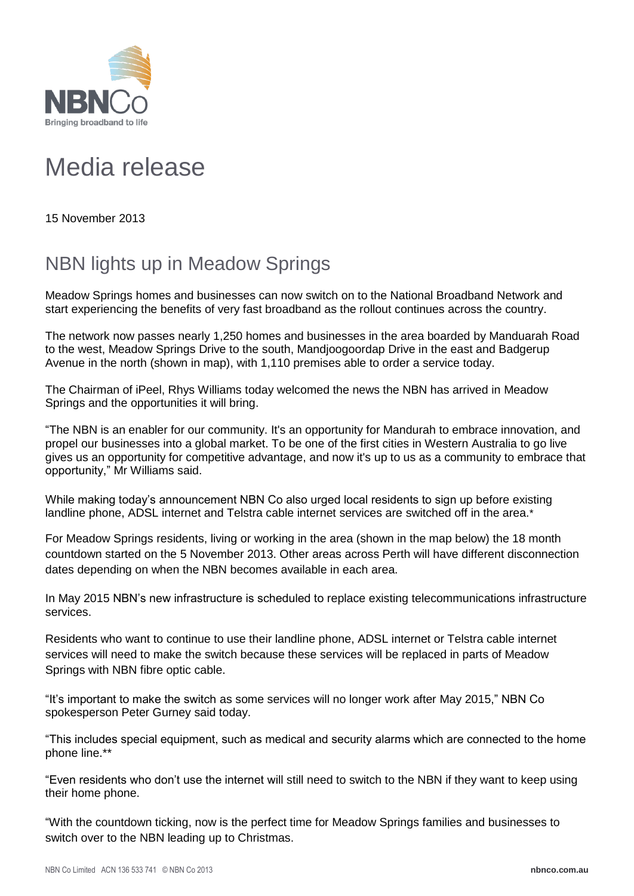# Media release

15 November 2013

## NBN lights up in Meadow Springs

Meadow Springs homes and businesses can now switch on to the National Broadband Network and start experiencing the benefits of very fast broadband as the rollout continues across the country.

The network now passes nearly 1,250 homes and businesses in the area boarded by Manduarah Road to the west, Meadow Springs Drive to the south, Mandjoogoordap Drive in the east and Badgerup Avenue in the north (shown in map), with 1,110 premises able to order a service today.

The Chairman of iPeel, Rhys Williams today welcomed the news the NBN has arrived in Meadow Springs and the opportunities it will bring.

“The NBN is an enabler for our community. It's an opportunity for Mandurah to embrace innovation, and propel our businesses into a global market. To be one of the first cities in Western Australia to go live gives us an opportunity for competitive advantage, and now it's up to us as a community to embrace that opportunity,” Mr Williams said.

While making today’s announcement NBN Co also urged local residents to sign up before existing landline phone, ADSL internet and Telstra cable internet services are switched off in the area.*

For Meadow Springs residents, living or working in the area (shown in the map below) the 18 month countdown started on the 5 November 2013. Other areas across Perth will have different disconnection dates depending on when the NBN becomes available in each area.

In May 2015 NBN’s new infrastructure is scheduled to replace existing telecommunications infrastructure services.

Residents who want to continue to use their landline phone, ADSL internet or Telstra cable internet services will need to make the switch because these services will be replaced in parts of Meadow Springs with NBN fibre optic cable.

“It’s important to make the switch as some services will no longer work after May 2015,” NBN Co spokesperson Peter Gurney said today.

“This includes special equipment, such as medical and security alarms which are connected to the home phone line.**

“Even residents who don’t use the internet will still need to switch to the NBN if they want to keep using their home phone.

“With the countdown ticking, now is the perfect time for Meadow Springs families and businesses to switch over to the NBN leading up to Christmas.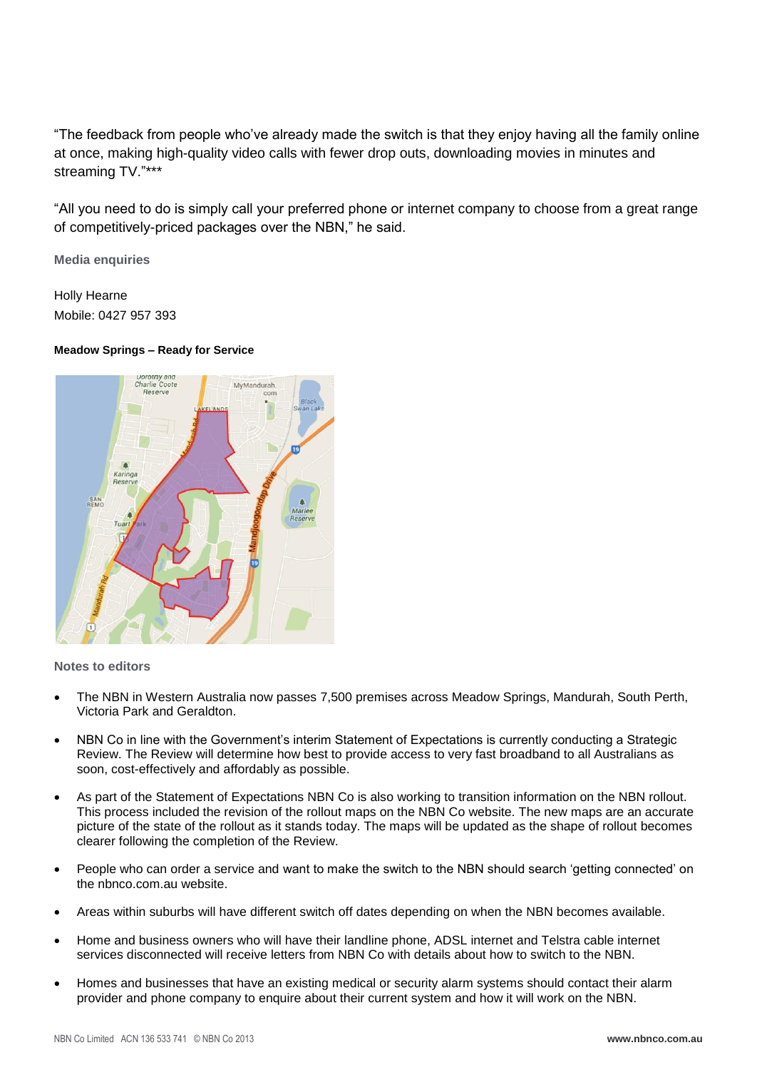"The feedback from people who've already made the switch is that they enjoy having all the family online at once, making high-quality video calls with fewer drop outs, downloading movies in minutes and streaming TV."***

"All you need to do is simply call your preferred phone or internet company to choose from a great range of competitively-priced packages over the NBN," he said.

**Media enquiries**

Holly Hearne
Mobile: 0427 957 393

**Meadow Springs – Ready for Service**

**Notes to editors**

- The NBN in Western Australia now passes 7,500 premises across Meadow Springs, Mandurah, South Perth, Victoria Park and Geraldton.
- NBN Co in line with the Government's interim Statement of Expectations is currently conducting a Strategic Review. The Review will determine how best to provide access to very fast broadband to all Australians as soon, cost-effectively and affordably as possible.
- As part of the Statement of Expectations NBN Co is also working to transition information on the NBN rollout. This process included the revision of the rollout maps on the NBN Co website. The new maps are an accurate picture of the state of the rollout as it stands today. The maps will be updated as the shape of rollout becomes clearer following the completion of the Review.
- People who can order a service and want to make the switch to the NBN should search 'getting connected' on the nbnco.com.au website.
- Areas within suburbs will have different switch off dates depending on when the NBN becomes available.
- Home and business owners who will have their landline phone, ADSL internet and Telstra cable internet services disconnected will receive letters from NBN Co with details about how to switch to the NBN.
- Homes and businesses that have an existing medical or security alarm systems should contact their alarm provider and phone company to enquire about their current system and how it will work on the NBN.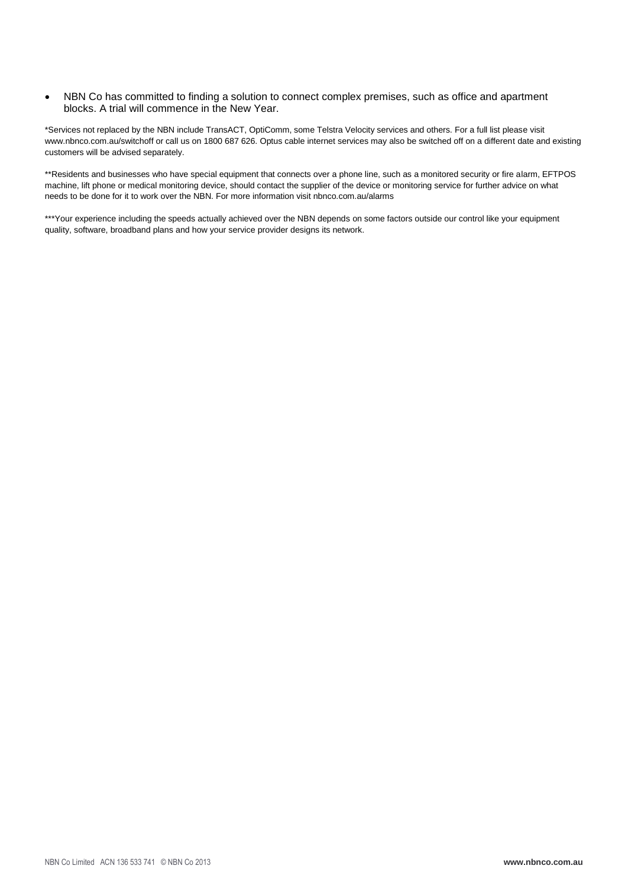- NBN Co has committed to finding a solution to connect complex premises, such as office and apartment blocks. A trial will commence in the New Year.

*Services not replaced by the NBN include TransACT, OptiComm, some Telstra Velocity services and others. For a full list please visit www.nbnco.com.au/switchoff or call us on 1800 687 626. Optus cable internet services may also be switched off on a different date and existing customers will be advised separately.

**Residents and businesses who have special equipment that connects over a phone line, such as a monitored security or fire alarm, EFTPOS machine, lift phone or medical monitoring device, should contact the supplier of the device or monitoring service for further advice on what needs to be done for it to work over the NBN. For more information visit nbnco.com.au/alarms

***Your experience including the speeds actually achieved over the NBN depends on some factors outside our control like your equipment quality, software, broadband plans and how your service provider designs its network.

NBN Co Limited ACN 136 533 741 © NBN Co 2013

**www.nbnco.com.au**